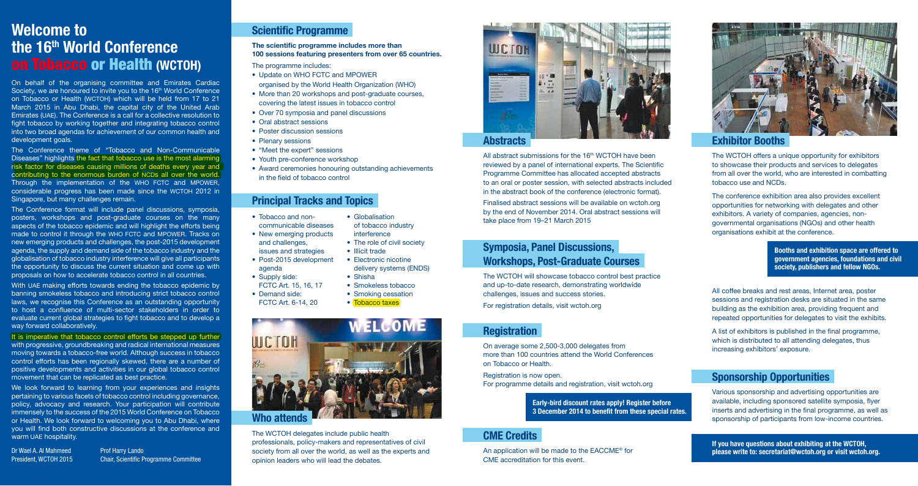# Welcome to the 16th World Conference on Tobacco or Health (WCTOH)

On behalf of the organising committee and Emirates Cardiac Society, we are honoured to invite you to the 16th World Conference on Tobacco or Health (WCTOH) which will be held from 17 to 21 March 2015 in Abu Dhabi, the capital city of the United Arab Emirates (UAE). The Conference is a call for a collective resolution to fight tobacco by working together and integrating tobacco control into two broad agendas for achievement of our common health and development goals.

The Conference theme of "Tobacco and Non-Communicable Diseases" highlights the fact that tobacco use is the most alarming risk factor for diseases causing millions of deaths every year and contributing to the enormous burden of NCDs all over the world. Through the implementation of the WHO FCTC and MPOWER, considerable progress has been made since the WCTOH 2012 in Singapore, but many challenges remain.

The Conference format will include panel discussions, symposia, posters, workshops and post-graduate courses on the many aspects of the tobacco epidemic and will highlight the efforts being made to control it through the WHO FCTC and MPOWER. Tracks on new emerging products and challenges, the post-2015 development agenda, the supply and demand side of the tobacco industry and the globalisation of tobacco industry interference will give all participants the opportunity to discuss the current situation and come up with proposals on how to accelerate tobacco control in all countries.

With UAE making efforts towards ending the tobacco epidemic by banning smokeless tobacco and introducing strict tobacco control laws, we recognise this Conference as an outstanding opportunity to host a confluence of multi-sector stakeholders in order to evaluate current global strategies to fight tobacco and to develop a way forward collaboratively.

It is imperative that tobacco control efforts be stepped up further with progressive, groundbreaking and radical international measures moving towards a tobacco-free world. Although success in tobacco control efforts has been regionally skewed, there are a number of positive developments and activities in our global tobacco control movement that can be replicated as best practice.

We look forward to learning from your experiences and insights pertaining to various facets of tobacco control including governance, policy, advocacy and research. Your participation will contribute immensely to the success of the 2015 World Conference on Tobacco or Health. We look forward to welcoming you to Abu Dhabi, where you will find both constructive discussions at the conference and warm UAE hospitality.

Dr Wael A. Al Mahmeed
President, WCTOH 2015

Prof Harry Lando
Chair, Scientific Programme Committee

## Scientific Programme

**The scientific programme includes more than 100 sessions featuring presenters from over 65 countries.**

The programme includes:

- Update on WHO FCTC and MPOWER organised by the World Health Organization (WHO)
- More than 20 workshops and post-graduate courses, covering the latest issues in tobacco control
- Over 70 symposia and panel discussions
- Oral abstract sessions
- Poster discussion sessions
- Plenary sessions
- "Meet the expert" sessions
- Youth pre-conference workshop
- Award ceremonies honouring outstanding achievements in the field of tobacco control

## Principal Tracks and Topics

- Tobacco and non-communicable diseases
- New emerging products and challenges, issues and strategies
- Post-2015 development agenda
- Supply side: FCTC Art. 15, 16, 17
- Demand side: FCTC Art. 6-14, 20
- Globalisation of tobacco industry interference
- The role of civil society
- Illicit trade
- Electronic nicotine delivery systems (ENDS)
- Shisha
- Smokeless tobacco
- Smoking cessation
- Tobacco taxes

## Who attends

The WCTOH delegates include public health professionals, policy-makers and representatives of civil society from all over the world, as well as the experts and opinion leaders who will lead the debates.

## Abstracts

All abstract submissions for the 16th WCTOH have been reviewed by a panel of international experts. The Scientific Programme Committee has allocated accepted abstracts to an oral or poster session, with selected abstracts included in the abstract book of the conference (electronic format).

Finalised abstract sessions will be available on wctoh.org by the end of November 2014. Oral abstract sessions will take place from 19–21 March 2015

## Symposia, Panel Discussions, Workshops, Post-Graduate Courses

The WCTOH will showcase tobacco control best practice and up-to-date research, demonstrating worldwide challenges, issues and success stories.

For registration details, visit wctoh.org

## Registration

On average some 2,500-3,000 delegates from more than 100 countries attend the World Conferences on Tobacco or Health.

Registration is now open.
For programme details and registration, visit wctoh.org

**Early-bird discount rates apply! Register before 3 December 2014 to benefit from these special rates.**

## CME Credits

An application will be made to the EACCME® for CME accreditation for this event.

## Exhibitor Booths

The WCTOH offers a unique opportunity for exhibitors to showcase their products and services to delegates from all over the world, who are interested in combatting tobacco use and NCDs.

The conference exhibition area also provides excellent opportunities for networking with delegates and other exhibitors. A variety of companies, agencies, non-governmental organisations (NGOs) and other health organisations exhibit at the conference.

**Booths and exhibition space are offered to government agencies, foundations and civil society, publishers and fellow NGOs.**

All coffee breaks and rest areas, Internet area, poster sessions and registration desks are situated in the same building as the exhibition area, providing frequent and repeated opportunities for delegates to visit the exhibits.

A list of exhibitors is published in the final programme, which is distributed to all attending delegates, thus increasing exhibitors' exposure.

## Sponsorship Opportunities

Various sponsorship and advertising opportunities are available, including sponsored satellite symposia, flyer inserts and advertising in the final programme, as well as sponsorship of participants from low-income countries.

**If you have questions about exhibiting at the WCTOH, please write to: secretariat@wctoh.org or visit wctoh.org.**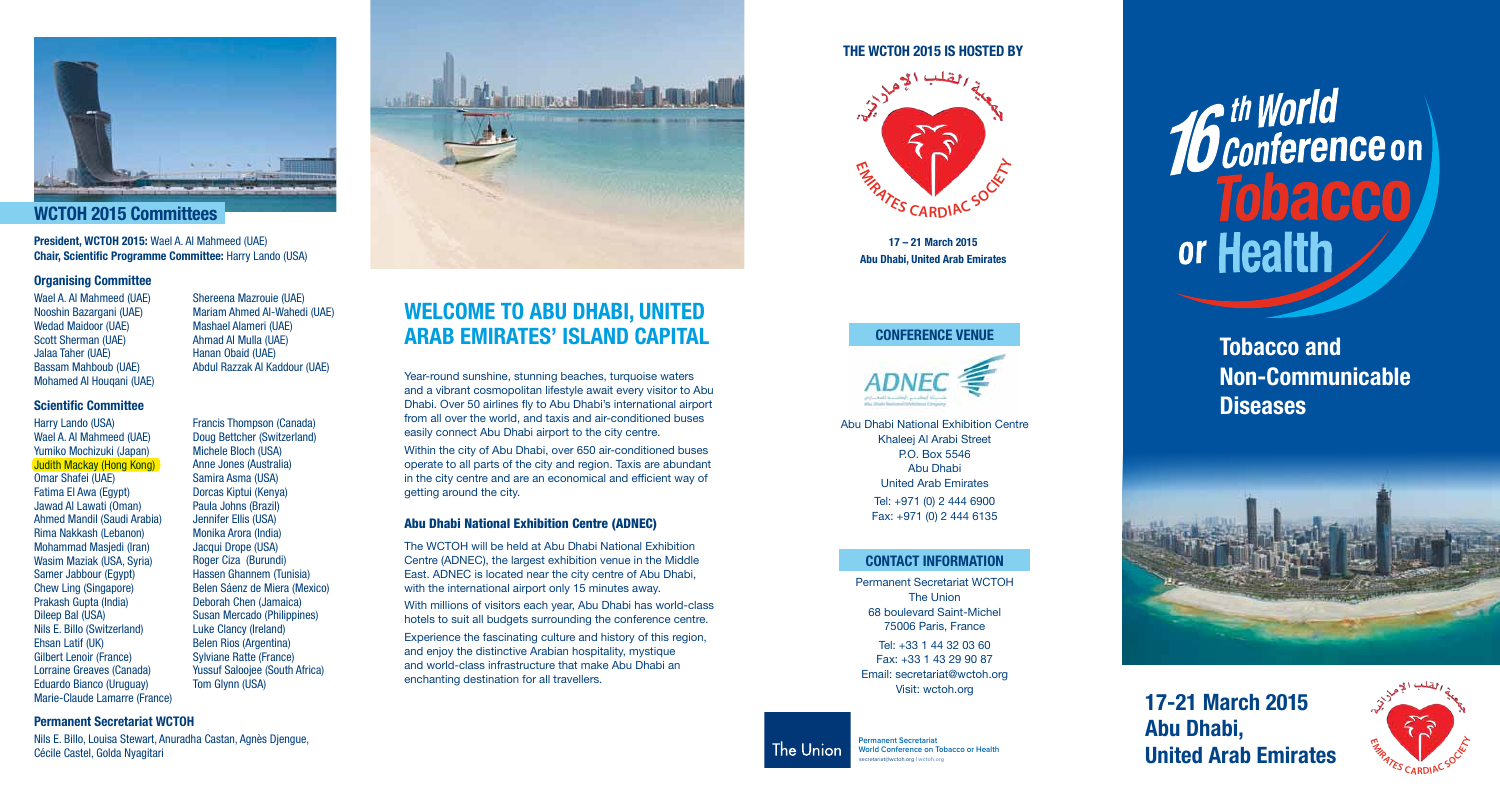## WCTOH 2015 Committees

**President, WCTOH 2015:** Wael A. Al Mahmeed (UAE)
**Chair, Scientific Programme Committee:** Harry Lando (USA)

### Organising Committee

- Wael A. Al Mahmeed (UAE)
- Nooshin Bazargani (UAE)
- Wedad Maidoor (UAE)
- Scott Sherman (UAE)
- Jalaa Taher (UAE)
- Bassam Mahboub (UAE)
- Mohamed Al Houqani (UAE)
- Shereena Mazrouie (UAE)
- Mariam Ahmed Al-Wahedi (UAE)
- Mashael Alameri (UAE)
- Ahmad Al Mulla (UAE)
- Hanan Obaid (UAE)
- Abdul Razzak Al Kaddour (UAE)

### Scientific Committee

- Harry Lando (USA)
- Wael A. Al Mahmeed (UAE)
- Yumiko Mochizuki (Japan)
- Judith Mackay (Hong Kong)
- Omar Shafei (UAE)
- Fatima El Awa (Egypt)
- Jawad Al Lawati (Oman)
- Ahmed Mandil (Saudi Arabia)
- Rima Nakkash (Lebanon)
- Mohammad Masjedi (Iran)
- Wasim Maziak (USA, Syria)
- Samer Jabbour (Egypt)
- Chew Ling (Singapore)
- Prakash Gupta (India)
- Dileep Bal (USA)
- Nils E. Billo (Switzerland)
- Ehsan Latif (UK)
- Gilbert Lenoir (France)
- Lorraine Greaves (Canada)
- Eduardo Bianco (Uruguay)
- Marie-Claude Lamarre (France)
- Francis Thompson (Canada)
- Doug Bettcher (Switzerland)
- Michele Bloch (USA)
- Anne Jones (Australia)
- Samira Asma (USA)
- Dorcas Kiptui (Kenya)
- Paula Johns (Brazil)
- Jennifer Ellis (USA)
- Monika Arora (India)
- Jacqui Drope (USA)
- Roger Ciza (Burundi)
- Hassen Ghannem (Tunisia)
- Belen Sáenz de Miera (Mexico)
- Deborah Chen (Jamaica)
- Susan Mercado (Philippines)
- Luke Clancy (Ireland)
- Belen Rios (Argentina)
- Sylviane Ratte (France)
- Yussuf Saloojee (South Africa)
- Tom Glynn (USA)

### Permanent Secretariat WCTOH

Nils E. Billo, Louisa Stewart, Anuradha Castan, Agnès Djengue, Cécile Castel, Golda Nyagitari

## WELCOME TO ABU DHABI, UNITED ARAB EMIRATES' ISLAND CAPITAL

Year-round sunshine, stunning beaches, turquoise waters and a vibrant cosmopolitan lifestyle await every visitor to Abu Dhabi. Over 50 airlines fly to Abu Dhabi's international airport from all over the world, and taxis and air-conditioned buses easily connect Abu Dhabi airport to the city centre.

Within the city of Abu Dhabi, over 650 air-conditioned buses operate to all parts of the city and region. Taxis are abundant in the city centre and are an economical and efficient way of getting around the city.

### Abu Dhabi National Exhibition Centre (ADNEC)

The WCTOH will be held at Abu Dhabi National Exhibition Centre (ADNEC), the largest exhibition venue in the Middle East. ADNEC is located near the city centre of Abu Dhabi, with the international airport only 15 minutes away.

With millions of visitors each year, Abu Dhabi has world-class hotels to suit all budgets surrounding the conference centre.

Experience the fascinating culture and history of this region, and enjoy the distinctive Arabian hospitality, mystique and world-class infrastructure that make Abu Dhabi an enchanting destination for all travellers.

### THE WCTOH 2015 IS HOSTED BY

جمعية القلب الإماراتية

EMIRATES CARDIAC SOCIETY

**17 – 21 March 2015**
**Abu Dhabi, United Arab Emirates**

### CONFERENCE VENUE

ADNEC

Abu Dhabi National Exhibition Centre
Khaleej Al Arabi Street
P.O. Box 5546
Abu Dhabi
United Arab Emirates
Tel: +971 (0) 2 444 6900
Fax: +971 (0) 2 444 6135

### CONTACT INFORMATION

Permanent Secretariat WCTOH
The Union
68 boulevard Saint-Michel
75006 Paris, France
Tel: +33 1 44 32 03 60
Fax: +33 1 43 29 90 87
Email: secretariat@wctoh.org
Visit: wctoh.org

The Union
Permanent Secretariat
World Conference on Tobacco or Health
secretariat@wctoh.org | wctoh.org

# 16th World Conference on Tobacco or Health

## Tobacco and Non-Communicable Diseases

**17-21 March 2015**
**Abu Dhabi, United Arab Emirates**